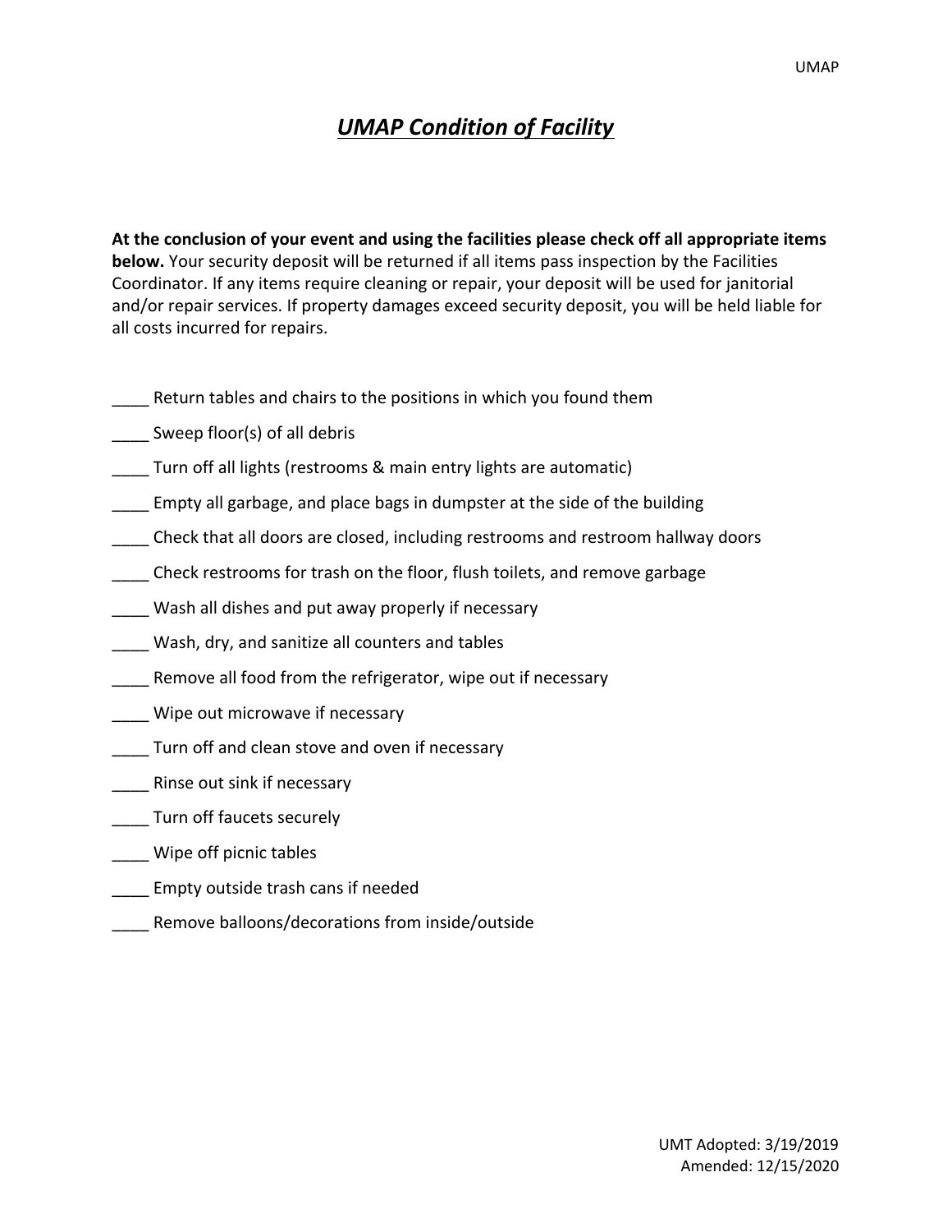# *UMAP Condition of Facility*

**At the conclusion of your event and using the facilities please check off all appropriate items below.** Your security deposit will be returned if all items pass inspection by the Facilities Coordinator. If any items require cleaning or repair, your deposit will be used for janitorial and/or repair services. If property damages exceed security deposit, you will be held liable for all costs incurred for repairs.

____ Return tables and chairs to the positions in which you found them

____ Sweep floor(s) of all debris

____ Turn off all lights (restrooms & main entry lights are automatic)

____ Empty all garbage, and place bags in dumpster at the side of the building

____ Check that all doors are closed, including restrooms and restroom hallway doors

____ Check restrooms for trash on the floor, flush toilets, and remove garbage

____ Wash all dishes and put away properly if necessary

____ Wash, dry, and sanitize all counters and tables

____ Remove all food from the refrigerator, wipe out if necessary

____ Wipe out microwave if necessary

____ Turn off and clean stove and oven if necessary

____ Rinse out sink if necessary

____ Turn off faucets securely

____ Wipe off picnic tables

____ Empty outside trash cans if needed

____ Remove balloons/decorations from inside/outside

UMT Adopted: 3/19/2019
Amended: 12/15/2020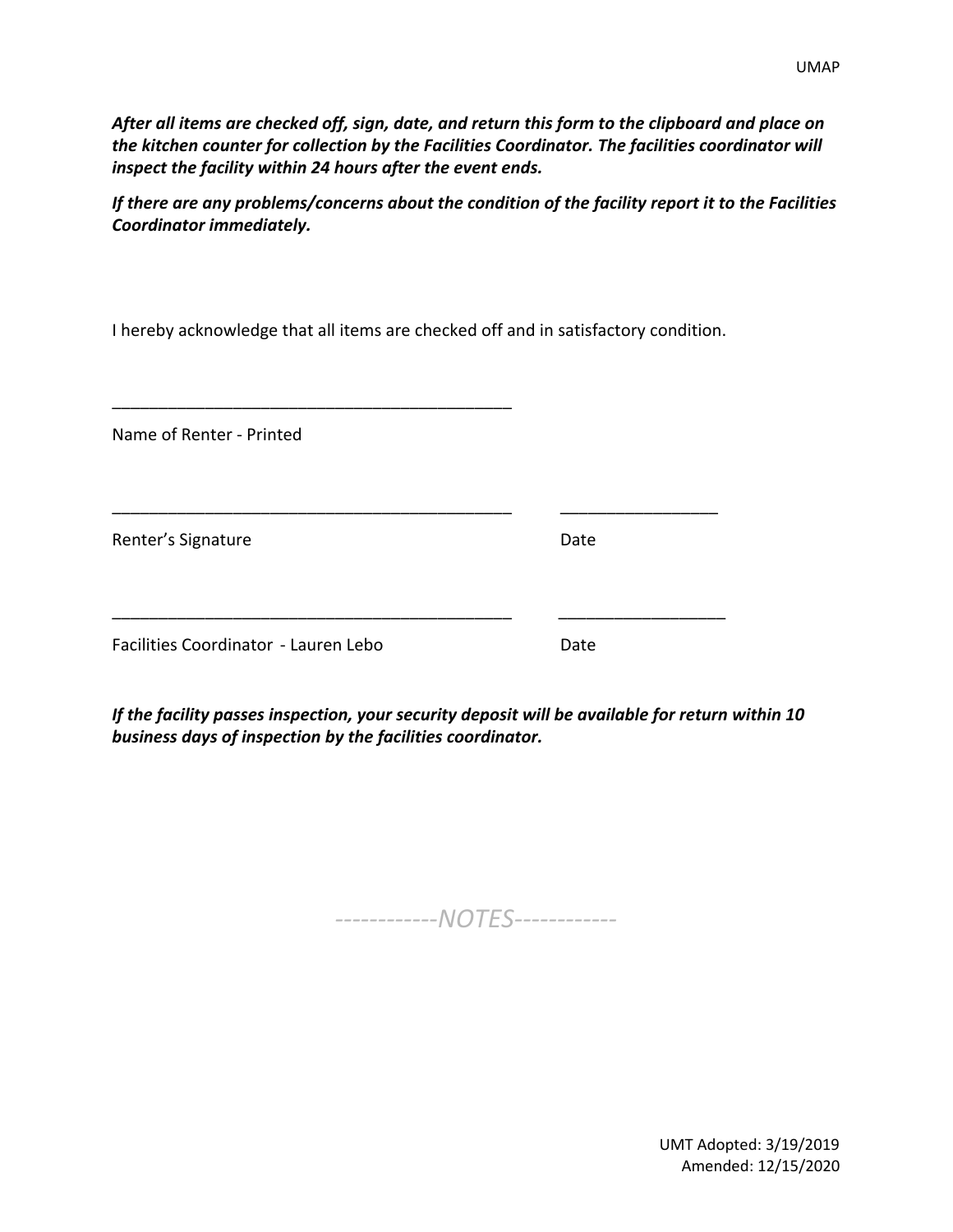***After all items are checked off, sign, date, and return this form to the clipboard and place on the kitchen counter for collection by the Facilities Coordinator. The facilities coordinator will inspect the facility within 24 hours after the event ends.***

***If there are any problems/concerns about the condition of the facility report it to the Facilities Coordinator immediately.***

I hereby acknowledge that all items are checked off and in satisfactory condition.

\_\_\_\_\_\_\_\_\_\_\_\_\_\_\_\_\_\_\_\_\_\_\_\_\_\_\_\_\_\_\_\_\_\_\_\_\_\_\_\_\_\_\_\_

Name of Renter - Printed

\_\_\_\_\_\_\_\_\_\_\_\_\_\_\_\_\_\_\_\_\_\_\_\_\_\_\_\_\_\_\_\_\_\_\_\_\_\_\_\_\_\_\_\_ \_\_\_\_\_\_\_\_\_\_\_\_\_\_\_\_\_\_

Renter's Signature Date

\_\_\_\_\_\_\_\_\_\_\_\_\_\_\_\_\_\_\_\_\_\_\_\_\_\_\_\_\_\_\_\_\_\_\_\_\_\_\_\_\_\_\_\_ \_\_\_\_\_\_\_\_\_\_\_\_\_\_\_\_\_\_

Facilities Coordinator - Lauren Lebo Date

***If the facility passes inspection, your security deposit will be available for return within 10 business days of inspection by the facilities coordinator.***

*------------NOTES-----------*

UMT Adopted: 3/19/2019
Amended: 12/15/2020